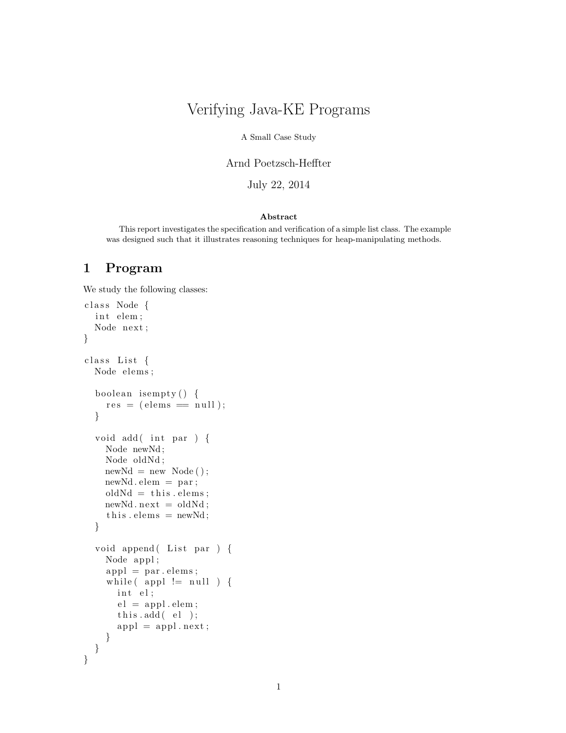# Verifying Java-KE Programs

A Small Case Study

Arnd Poetzsch-Heffter

July 22, 2014

**Abstract**

This report investigates the specification and verification of a simple list class. The example was designed such that it illustrates reasoning techniques for heap-manipulating methods.

## 1 Program

We study the following classes:

```
class Node {
  int elem;
  Node next;
}

class List {
  Node elems;

  boolean isempty() {
    res = (elems == null);
  }

  void add( int par ) {
    Node newNd;
    Node oldNd;
    newNd = new Node();
    newNd.elem = par;
    oldNd = this.elems;
    newNd.next = oldNd;
    this.elems = newNd;
  }

  void append( List par ) {
    Node appl;
    appl = par.elems;
    while( appl != null ) {
      int el;
      el = appl.elem;
      this.add( el );
      appl = appl.next;
    }
  }
}
```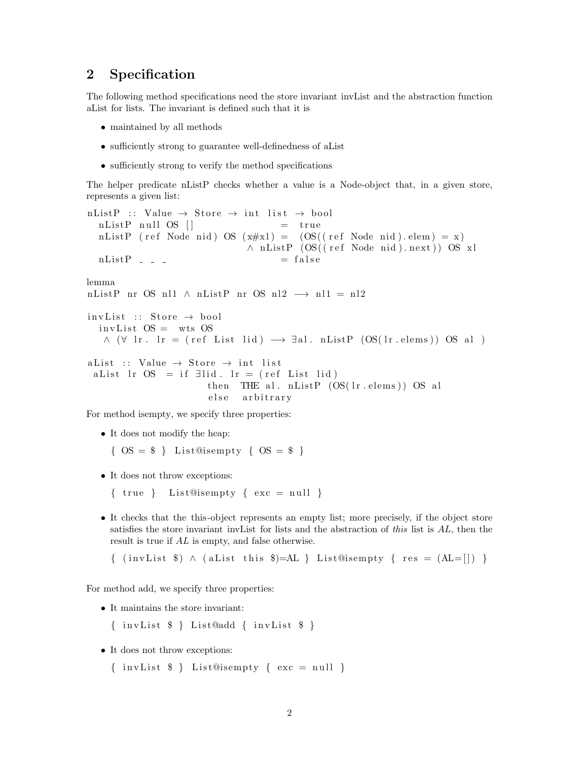## 2 Specification

The following method specifications need the store invariant invList and the abstraction function aList for lists. The invariant is defined such that it is

- maintained by all methods
- sufficiently strong to guarantee well-definedness of aList
- sufficiently strong to verify the method specifications

The helper predicate nListP checks whether a value is a Node-object that, in a given store, represents a given list:

```
nListP :: Value → Store → int list → bool
  nListP null OS []                =  true
  nListP (ref Node nid) OS (x#xl) =  (OS((ref Node nid).elem) = x)
                                  ∧ nListP (OS((ref Node nid).next)) OS xl
  nListP _ _ _                     = false
```

lemma

```
nListP nr OS nl1 ∧ nListP nr OS nl2 ⟶ nl1 = nl2
```

```
invList :: Store → bool
  invList OS =  wts OS
   ∧ (∀ lr. lr = (ref List lid) ⟶ ∃al. nListP (OS(lr.elems)) OS al )
```

```
aList :: Value → Store → int list
 aList lr OS  = if ∃lid. lr = (ref List lid)
                then  THE al. nListP (OS(lr.elems)) OS al
                else  arbitrary
```

For method isempty, we specify three properties:

- It does not modify the heap:

  `{ OS = $ } List@isempty { OS = $ }`

- It does not throw exceptions:

  `{ true }  List@isempty { exc = null }`

- It checks that the this-object represents an empty list; more precisely, if the object store satisfies the store invariant invList for lists and the abstraction of *this* list is *AL*, then the result is true if *AL* is empty, and false otherwise.

  `{ (invList $) ∧ (aList this $)=AL } List@isempty { res = (AL=[]) }`

For method add, we specify three properties:

- It maintains the store invariant:

  `{ invList $ } List@add { invList $ }`

- It does not throw exceptions:

  `{ invList $ } List@isempty { exc = null }`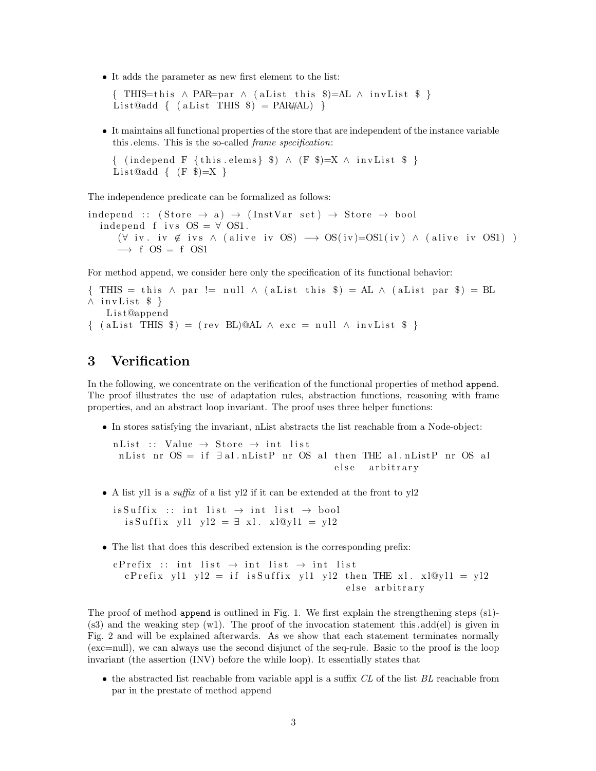- It adds the parameter as new first element to the list:

```
{ THIS=this ∧ PAR=par ∧ (aList this $)=AL ∧ invList $ }
List@add { (aList THIS $) = PAR#AL) }
```

- It maintains all functional properties of the store that are independent of the instance variable this.elems. This is the so-called *frame specification*:

```
{ (independ F {this.elems} $) ∧ (F $)=X ∧ invList $ }
List@add { (F $)=X }
```

The independence predicate can be formalized as follows:

```
independ :: (Store → a) → (InstVar set) → Store → bool
  independ f ivs OS = ∀ OS1.
     (∀ iv. iv ∉ ivs ∧ (alive iv OS) ⟶ OS(iv)=OS1(iv) ∧ (alive iv OS1) )
     ⟶ f OS = f OS1
```

For method append, we consider here only the specification of its functional behavior:

```
{ THIS = this ∧ par != null ∧ (aList this $) = AL ∧ (aList par $) = BL
∧ invList $ }
   List@append
{ (aList THIS $) = (rev BL)@AL ∧ exc = null ∧ invList $ }
```

# 3 Verification

In the following, we concentrate on the verification of the functional properties of method `append`. The proof illustrates the use of adaptation rules, abstraction functions, reasoning with frame properties, and an abstract loop invariant. The proof uses three helper functions:

- In stores satisfying the invariant, nList abstracts the list reachable from a Node-object:

```
nList :: Value → Store → int list
 nList nr OS = if ∃al.nListP nr OS al then THE al.nListP nr OS al
                                        else  arbitrary
```

- A list yl1 is a *suffix* of a list yl2 if it can be extended at the front to yl2

```
isSuffix :: int list → int list → bool
  isSuffix yl1 yl2 = ∃ xl. xl@yl1 = yl2
```

- The list that does this described extension is the corresponding prefix:

```
cPrefix :: int list → int list → int list
  cPrefix yl1 yl2 = if isSuffix yl1 yl2 then THE xl. xl@yl1 = yl2
                                         else arbitrary
```

The proof of method `append` is outlined in Fig. 1. We first explain the strengthening steps (s1)-(s3) and the weaking step (w1). The proof of the invocation statement this.add(el) is given in Fig. 2 and will be explained afterwards. As we show that each statement terminates normally (exc=null), we can always use the second disjunct of the seq-rule. Basic to the proof is the loop invariant (the assertion (INV) before the while loop). It essentially states that

- the abstracted list reachable from variable appl is a suffix *CL* of the list *BL* reachable from par in the prestate of method append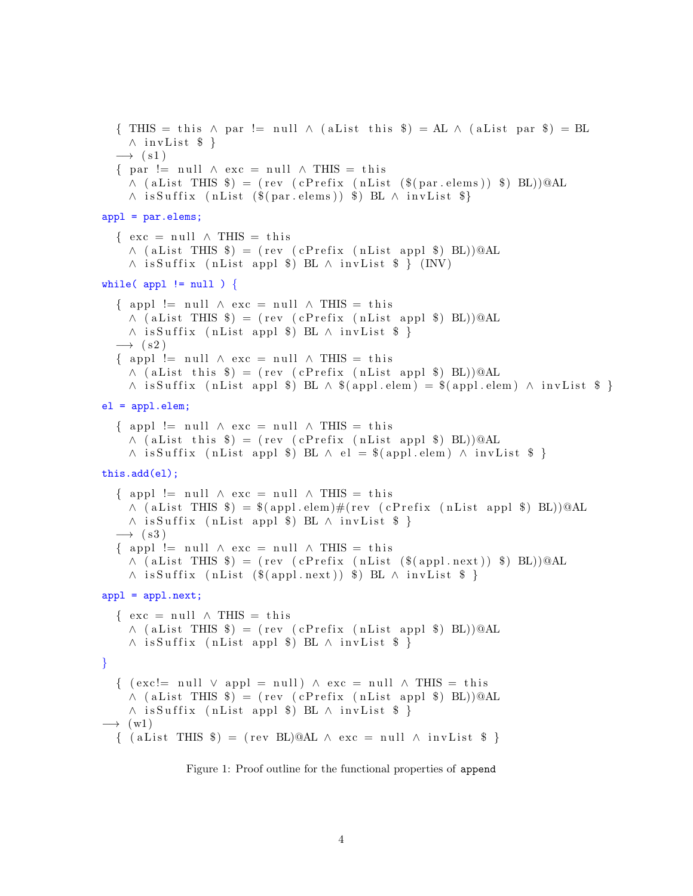```
  { THIS = this ∧ par != null ∧ (aList this $) = AL ∧ (aList par $) = BL
    ∧ invList $ }
  ⟶ (s1)
  { par != null ∧ exc = null ∧ THIS = this
    ∧ (aList THIS $) = (rev (cPrefix (nList ($(par.elems)) $) BL))@AL
    ∧ isSuffix (nList ($(par.elems)) $) BL ∧ invList $}
appl = par.elems;
  { exc = null ∧ THIS = this
    ∧ (aList THIS $) = (rev (cPrefix (nList appl $) BL))@AL
    ∧ isSuffix (nList appl $) BL ∧ invList $ } (INV)
while( appl != null ) {
  { appl != null ∧ exc = null ∧ THIS = this
    ∧ (aList THIS $) = (rev (cPrefix (nList appl $) BL))@AL
    ∧ isSuffix (nList appl $) BL ∧ invList $ }
  ⟶ (s2)
  { appl != null ∧ exc = null ∧ THIS = this
    ∧ (aList this $) = (rev (cPrefix (nList appl $) BL))@AL
    ∧ isSuffix (nList appl $) BL ∧ $(appl.elem) = $(appl.elem) ∧ invList $ }
el = appl.elem;
  { appl != null ∧ exc = null ∧ THIS = this
    ∧ (aList this $) = (rev (cPrefix (nList appl $) BL))@AL
    ∧ isSuffix (nList appl $) BL ∧ el = $(appl.elem) ∧ invList $ }
this.add(el);
  { appl != null ∧ exc = null ∧ THIS = this
    ∧ (aList THIS $) = $(appl.elem)#(rev (cPrefix (nList appl $) BL))@AL
    ∧ isSuffix (nList appl $) BL ∧ invList $ }
  ⟶ (s3)
  { appl != null ∧ exc = null ∧ THIS = this
    ∧ (aList THIS $) = (rev (cPrefix (nList ($(appl.next)) $) BL))@AL
    ∧ isSuffix (nList ($(appl.next)) $) BL ∧ invList $ }
appl = appl.next;
  { exc = null ∧ THIS = this
    ∧ (aList THIS $) = (rev (cPrefix (nList appl $) BL))@AL
    ∧ isSuffix (nList appl $) BL ∧ invList $ }
}
  { (exc!= null ∨ appl = null) ∧ exc = null ∧ THIS = this
    ∧ (aList THIS $) = (rev (cPrefix (nList appl $) BL))@AL
    ∧ isSuffix (nList appl $) BL ∧ invList $ }
⟶ (w1)
  { (aList THIS $) = (rev BL)@AL ∧ exc = null ∧ invList $ }
```

Figure 1: Proof outline for the functional properties of `append`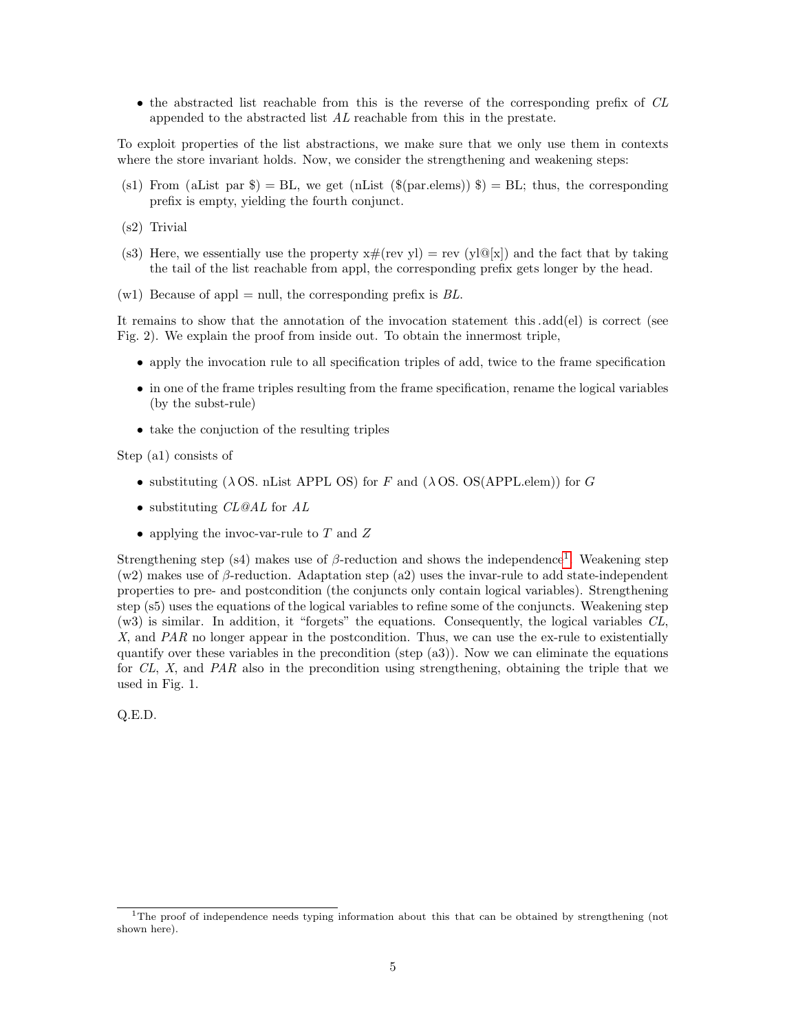- the abstracted list reachable from this is the reverse of the corresponding prefix of *CL* appended to the abstracted list *AL* reachable from this in the prestate.

To exploit properties of the list abstractions, we make sure that we only use them in contexts where the store invariant holds. Now, we consider the strengthening and weakening steps:

(s1) From (aList par $) = BL, we get (nList ($(par.elems)) $) = BL; thus, the corresponding prefix is empty, yielding the fourth conjunct.

(s2) Trivial

(s3) Here, we essentially use the property x#(rev yl) = rev (yl@[x]) and the fact that by taking the tail of the list reachable from appl, the corresponding prefix gets longer by the head.

(w1) Because of appl = null, the corresponding prefix is *BL*.

It remains to show that the annotation of the invocation statement this .add(el) is correct (see Fig. 2). We explain the proof from inside out. To obtain the innermost triple,

- apply the invocation rule to all specification triples of add, twice to the frame specification
- in one of the frame triples resulting from the frame specification, rename the logical variables (by the subst-rule)
- take the conjuction of the resulting triples

Step (a1) consists of

- substituting ($\lambda$ OS. nList APPL OS) for *F* and ($\lambda$ OS. OS(APPL.elem)) for *G*
- substituting *CL@AL* for *AL*
- applying the invoc-var-rule to *T* and *Z*

Strengthening step (s4) makes use of $\beta$-reduction and shows the independence[1]. Weakening step (w2) makes use of $\beta$-reduction. Adaptation step (a2) uses the invar-rule to add state-independent properties to pre- and postcondition (the conjuncts only contain logical variables). Strengthening step (s5) uses the equations of the logical variables to refine some of the conjuncts. Weakening step (w3) is similar. In addition, it "forgets" the equations. Consequently, the logical variables *CL*, *X*, and *PAR* no longer appear in the postcondition. Thus, we can use the ex-rule to existentially quantify over these variables in the precondition (step (a3)). Now we can eliminate the equations for *CL*, *X*, and *PAR* also in the precondition using strengthening, obtaining the triple that we used in Fig. 1.

Q.E.D.

[1] The proof of independence needs typing information about this that can be obtained by strengthening (not shown here).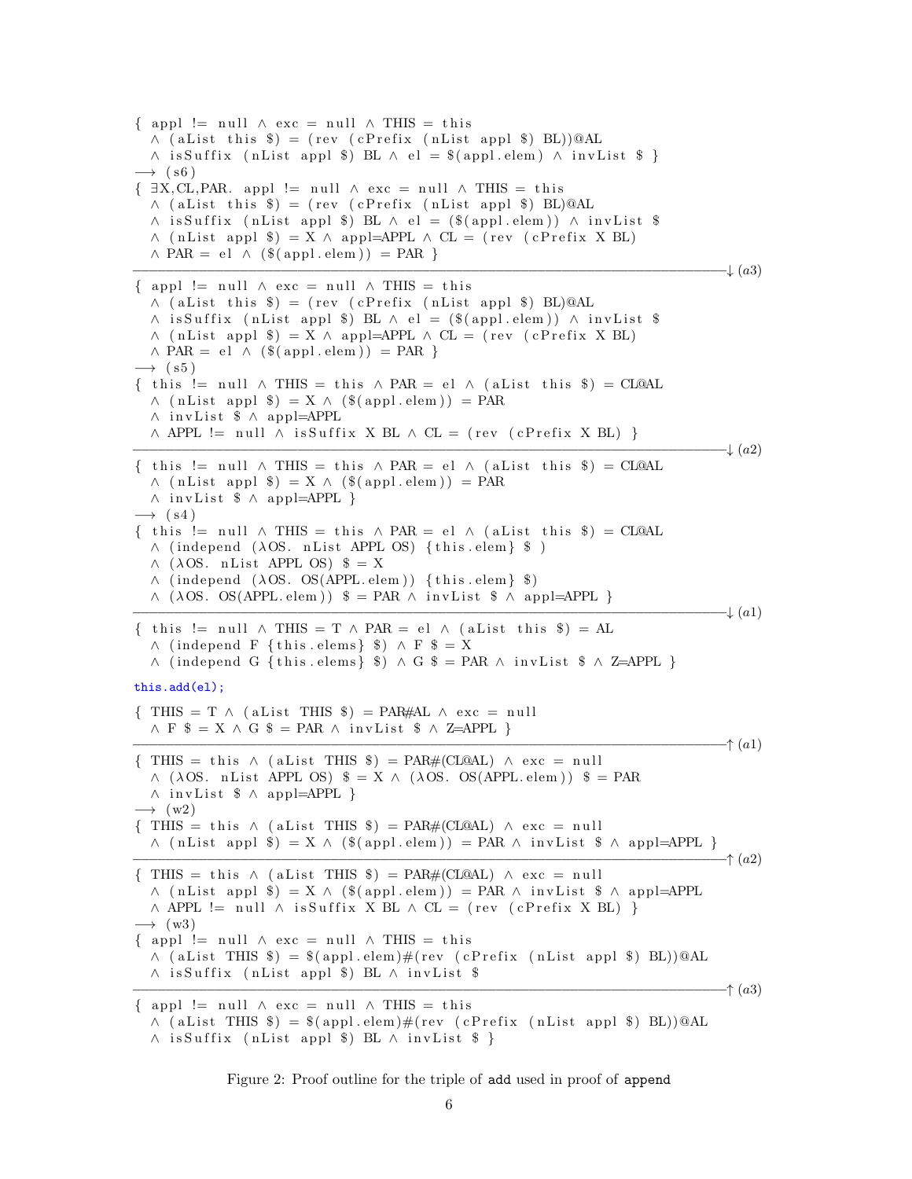```
{ appl != null ∧ exc = null ∧ THIS = this
  ∧ (aList this $) = (rev (cPrefix (nList appl $) BL))@AL
  ∧ isSuffix (nList appl $) BL ∧ el = $(appl.elem) ∧ invList $ }
⟶ (s6)
{ ∃X,CL,PAR. appl != null ∧ exc = null ∧ THIS = this
  ∧ (aList this $) = (rev (cPrefix (nList appl $) BL)@AL
  ∧ isSuffix (nList appl $) BL ∧ el = ($(appl.elem)) ∧ invList $
  ∧ (nList appl $) = X ∧ appl=APPL ∧ CL = (rev (cPrefix X BL)
  ∧ PAR = el ∧ ($(appl.elem)) = PAR }
───────────────────────────────────────────────────────────── ↓ (a3)
{ appl != null ∧ exc = null ∧ THIS = this
  ∧ (aList this $) = (rev (cPrefix (nList appl $) BL)@AL
  ∧ isSuffix (nList appl $) BL ∧ el = ($(appl.elem)) ∧ invList $
  ∧ (nList appl $) = X ∧ appl=APPL ∧ CL = (rev (cPrefix X BL)
  ∧ PAR = el ∧ ($(appl.elem)) = PAR }
⟶ (s5)
{ this != null ∧ THIS = this ∧ PAR = el ∧ (aList this $) = CL@AL
  ∧ (nList appl $) = X ∧ ($(appl.elem)) = PAR
  ∧ invList $ ∧ appl=APPL
  ∧ APPL != null ∧ isSuffix X BL ∧ CL = (rev (cPrefix X BL) }
───────────────────────────────────────────────────────────── ↓ (a2)
{ this != null ∧ THIS = this ∧ PAR = el ∧ (aList this $) = CL@AL
  ∧ (nList appl $) = X ∧ ($(appl.elem)) = PAR
  ∧ invList $ ∧ appl=APPL }
⟶ (s4)
{ this != null ∧ THIS = this ∧ PAR = el ∧ (aList this $) = CL@AL
  ∧ (independ (λOS. nList APPL OS) {this.elem} $ )
  ∧ (λOS. nList APPL OS) $ = X
  ∧ (independ (λOS. OS(APPL.elem)) {this.elem} $)
  ∧ (λOS. OS(APPL.elem)) $ = PAR ∧ invList $ ∧ appl=APPL }
───────────────────────────────────────────────────────────── ↓ (a1)
{ this != null ∧ THIS = T ∧ PAR = el ∧ (aList this $) = AL
  ∧ (independ F {this.elems} $) ∧ F $ = X
  ∧ (independ G {this.elems} $) ∧ G $ = PAR ∧ invList $ ∧ Z=APPL }

this.add(el);

{ THIS = T ∧ (aList THIS $) = PAR#AL ∧ exc = null
  ∧ F $ = X ∧ G $ = PAR ∧ invList $ ∧ Z=APPL }
───────────────────────────────────────────────────────────── ↑ (a1)
{ THIS = this ∧ (aList THIS $) = PAR#(CL@AL) ∧ exc = null
  ∧ (λOS. nList APPL OS) $ = X ∧ (λOS. OS(APPL.elem)) $ = PAR
  ∧ invList $ ∧ appl=APPL }
⟶ (w2)
{ THIS = this ∧ (aList THIS $) = PAR#(CL@AL) ∧ exc = null
  ∧ (nList appl $) = X ∧ ($(appl.elem)) = PAR ∧ invList $ ∧ appl=APPL }
───────────────────────────────────────────────────────────── ↑ (a2)
{ THIS = this ∧ (aList THIS $) = PAR#(CL@AL) ∧ exc = null
  ∧ (nList appl $) = X ∧ ($(appl.elem)) = PAR ∧ invList $ ∧ appl=APPL
  ∧ APPL != null ∧ isSuffix X BL ∧ CL = (rev (cPrefix X BL) }
⟶ (w3)
{ appl != null ∧ exc = null ∧ THIS = this
  ∧ (aList THIS $) = $(appl.elem)#(rev (cPrefix (nList appl $) BL))@AL
  ∧ isSuffix (nList appl $) BL ∧ invList $
───────────────────────────────────────────────────────────── ↑ (a3)
{ appl != null ∧ exc = null ∧ THIS = this
  ∧ (aList THIS $) = $(appl.elem)#(rev (cPrefix (nList appl $) BL))@AL
  ∧ isSuffix (nList appl $) BL ∧ invList $ }
```

Figure 2: Proof outline for the triple of `add` used in proof of `append`